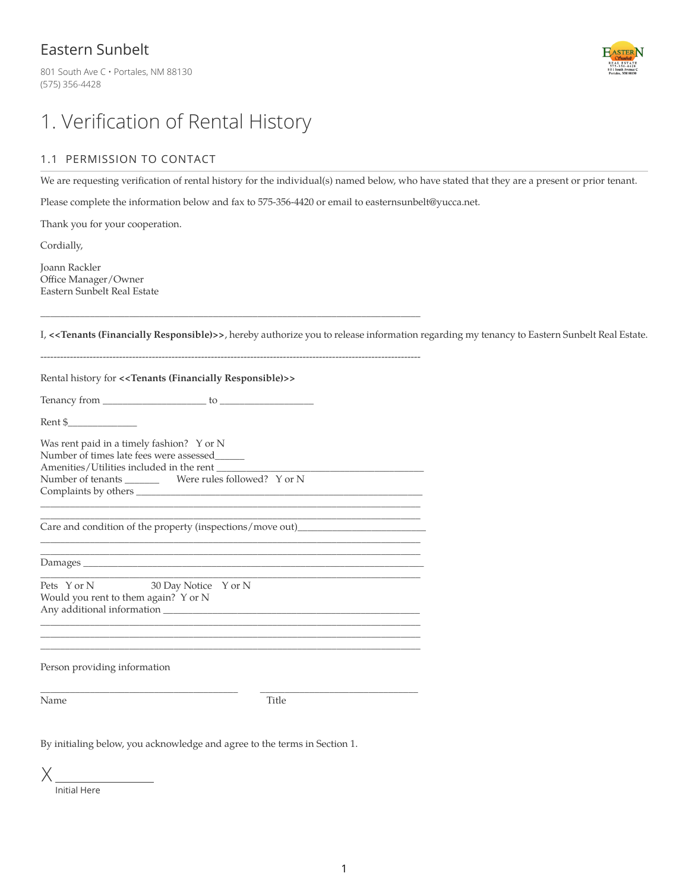Eastern Sunbelt

801 South Ave C • Portales, NM 88130
(575) 356-4428

# 1. Verification of Rental History

## 1.1 PERMISSION TO CONTACT

We are requesting verification of rental history for the individual(s) named below, who have stated that they are a present or prior tenant.

Please complete the information below and fax to 575-356-4420 or email to easternsunbelt@yucca.net.

Thank you for your cooperation.

Cordially,

Joann Rackler
Office Manager/Owner
Eastern Sunbelt Real Estate

________________________________________________________________________________

I, **<<Tenants (Financially Responsible)>>**, hereby authorize you to release information regarding my tenancy to Eastern Sunbelt Real Estate.

----------------------------------------------------------------------------------------------------------------

Rental history for **<<Tenants (Financially Responsible)>>**

Tenancy from ____________________ to __________________

Rent $_____________

Was rent paid in a timely fashion? Y or N
Number of times late fees were assessed______
Amenities/Utilities included in the rent ________________________________________
Number of tenants _______ Were rules followed? Y or N
Complaints by others __________________________________________________________
________________________________________________________________________________
________________________________________________________________________________

Care and condition of the property (inspections/move out)________________________
________________________________________________________________________________
________________________________________________________________________________

Damages ________________________________________________________________________
________________________________________________________________________________

Pets Y or N 30 Day Notice Y or N
Would you rent to them again? Y or N
Any additional information ______________________________________________________
________________________________________________________________________________
________________________________________________________________________________
________________________________________________________________________________

Person providing information

________________________________________ ________________________________
Name Title

By initialing below, you acknowledge and agree to the terms in Section 1.

X ________________
Initial Here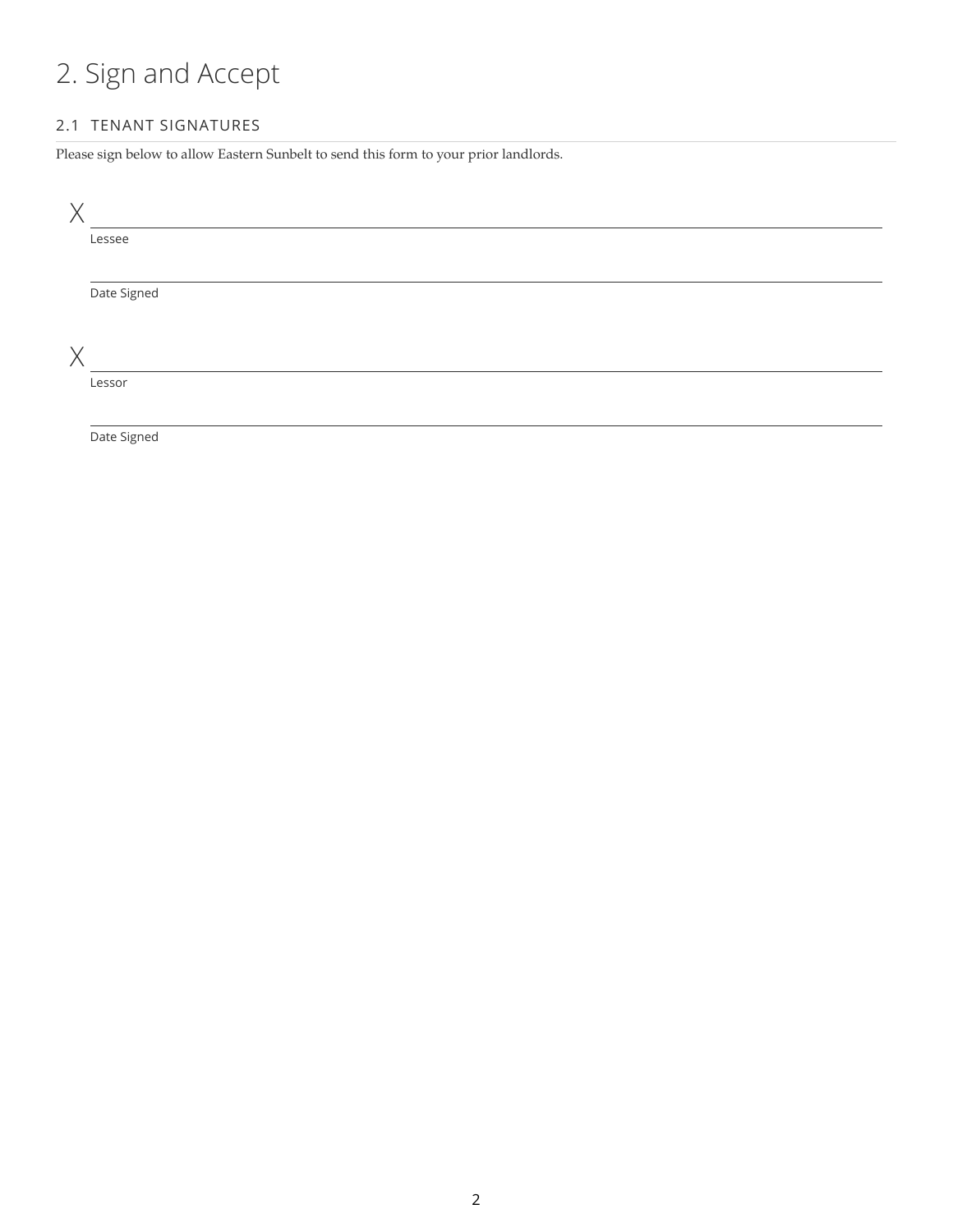# 2. Sign and Accept

## 2.1 TENANT SIGNATURES

Please sign below to allow Eastern Sunbelt to send this form to your prior landlords.

X ______________________________

Lessee

______________________________

Date Signed

X ______________________________

Lessor

______________________________

Date Signed